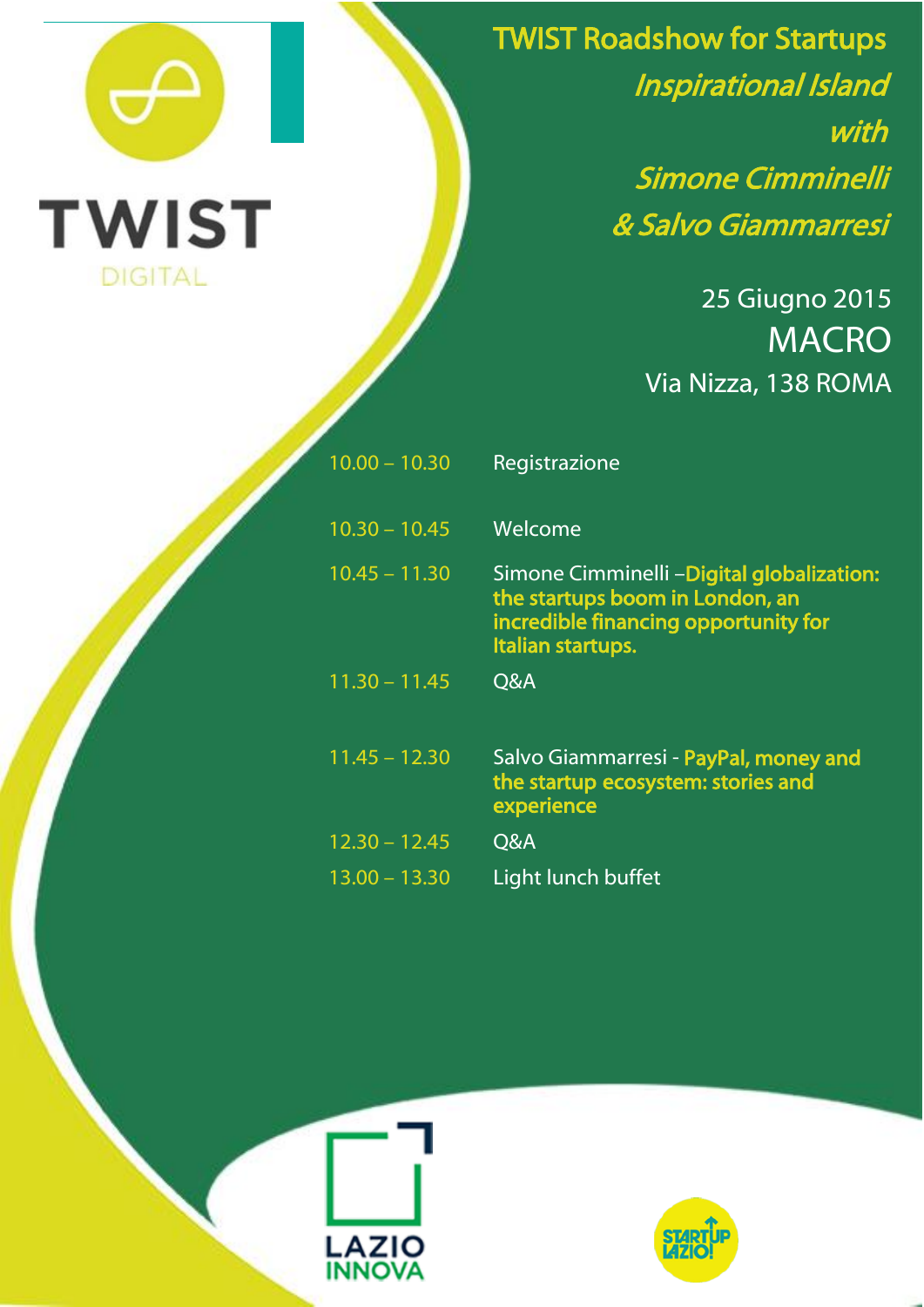TWIST DIGITAL

# TWIST Roadshow for Startups

## *Inspirational Island with Simone Cimminelli & Salvo Giammarresi*

25 Giugno 2015

MACRO

Via Nizza, 138 ROMA

| | |
|---|---|
| 10.00 – 10.30 | Registrazione |
| 10.30 – 10.45 | Welcome |
| 10.45 – 11.30 | Simone Cimminelli –**Digital globalization: the startups boom in London, an incredible financing opportunity for Italian startups.** |
| 11.30 – 11.45 | Q&A |
| 11.45 – 12.30 | Salvo Giammarresi - **PayPal, money and the startup ecosystem: stories and experience** |
| 12.30 – 12.45 | Q&A |
| 13.00 – 13.30 | Light lunch buffet |

LAZIO INNOVA

STARTUP LAZIO!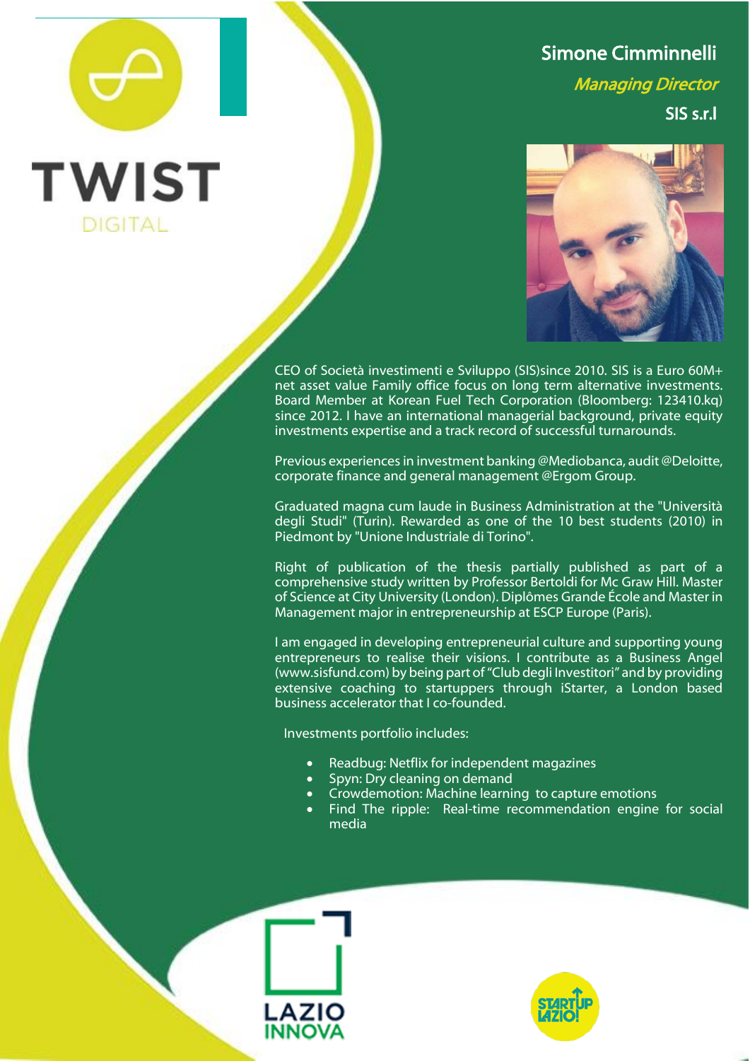## Simone Cimminnelli

*Managing Director*

**SIS s.r.l**

CEO of Società investimenti e Sviluppo (SIS)since 2010. SIS is a Euro 60M+ net asset value Family office focus on long term alternative investments. Board Member at Korean Fuel Tech Corporation (Bloomberg: 123410.kq) since 2012. I have an international managerial background, private equity investments expertise and a track record of successful turnarounds.

Previous experiences in investment banking @Mediobanca, audit @Deloitte, corporate finance and general management @Ergom Group.

Graduated magna cum laude in Business Administration at the "Università degli Studi" (Turin). Rewarded as one of the 10 best students (2010) in Piedmont by "Unione Industriale di Torino".

Right of publication of the thesis partially published as part of a comprehensive study written by Professor Bertoldi for Mc Graw Hill. Master of Science at City University (London). Diplômes Grande École and Master in Management major in entrepreneurship at ESCP Europe (Paris).

I am engaged in developing entrepreneurial culture and supporting young entrepreneurs to realise their visions. I contribute as a Business Angel (www.sisfund.com) by being part of "Club degli Investitori" and by providing extensive coaching to startuppers through iStarter, a London based business accelerator that I co-founded.

Investments portfolio includes:

- Readbug: Netflix for independent magazines
- Spyn: Dry cleaning on demand
- Crowdemotion: Machine learning to capture emotions
- Find The ripple: Real-time recommendation engine for social media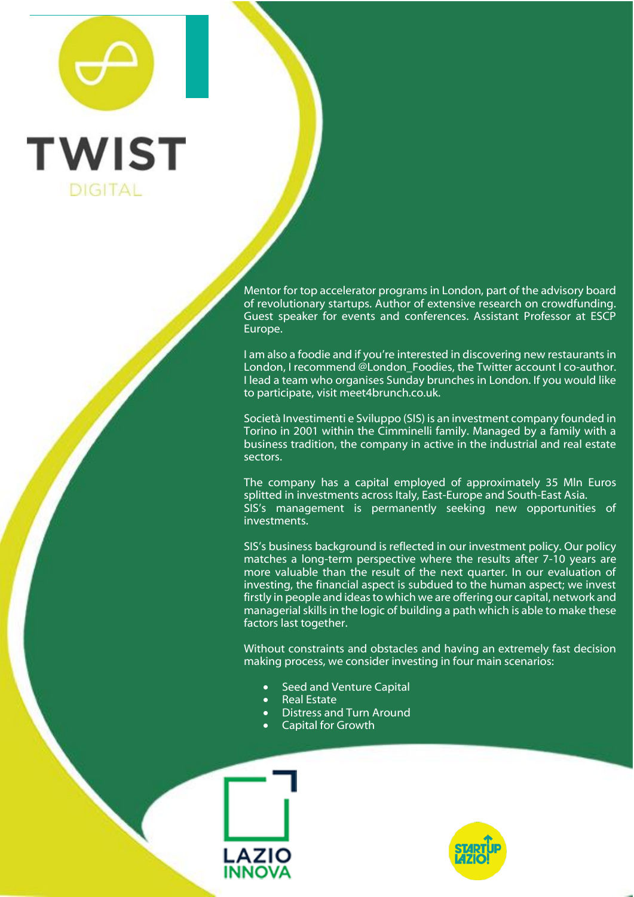TWIST

DIGITAL

Mentor for top accelerator programs in London, part of the advisory board of revolutionary startups. Author of extensive research on crowdfunding. Guest speaker for events and conferences. Assistant Professor at ESCP Europe.

I am also a foodie and if you're interested in discovering new restaurants in London, I recommend @London_Foodies, the Twitter account I co-author. I lead a team who organises Sunday brunches in London. If you would like to participate, visit meet4brunch.co.uk.

Società Investimenti e Sviluppo (SIS) is an investment company founded in Torino in 2001 within the Cimminelli family. Managed by a family with a business tradition, the company in active in the industrial and real estate sectors.

The company has a capital employed of approximately 35 Mln Euros splitted in investments across Italy, East-Europe and South-East Asia.
SIS's management is permanently seeking new opportunities of investments.

SIS's business background is reflected in our investment policy. Our policy matches a long-term perspective where the results after 7-10 years are more valuable than the result of the next quarter. In our evaluation of investing, the financial aspect is subdued to the human aspect; we invest firstly in people and ideas to which we are offering our capital, network and managerial skills in the logic of building a path which is able to make these factors last together.

Without constraints and obstacles and having an extremely fast decision making process, we consider investing in four main scenarios:

- Seed and Venture Capital
- Real Estate
- Distress and Turn Around
- Capital for Growth

LAZIO INNOVA

STARTUP LAZIO!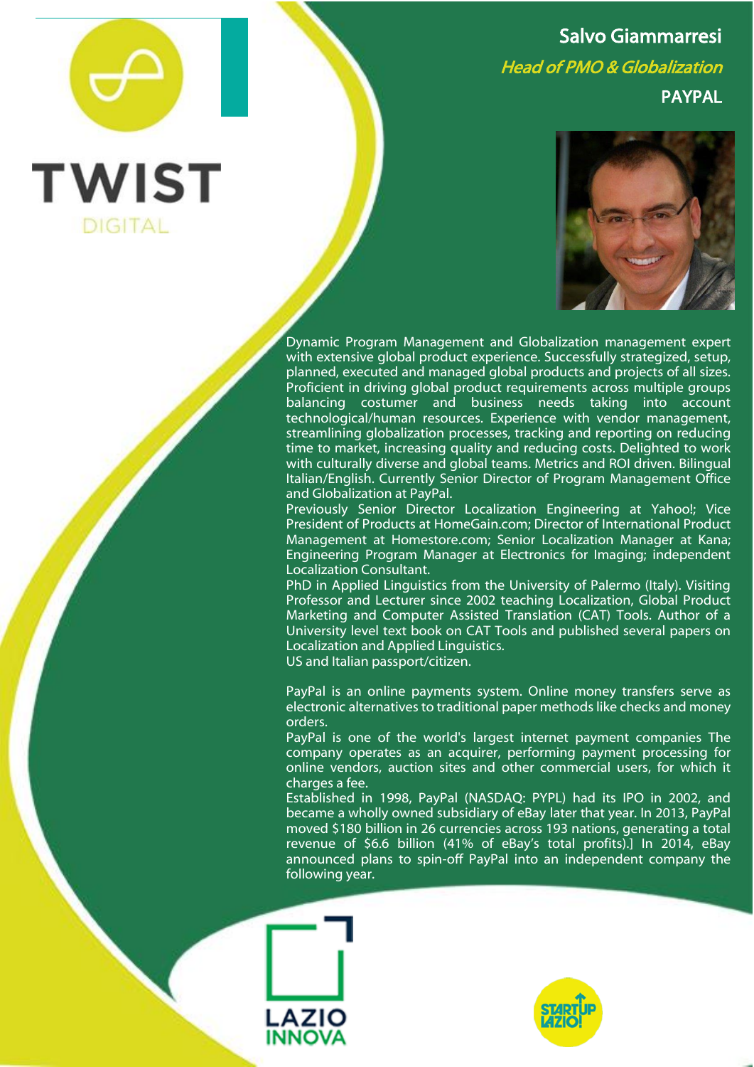TWIST

DIGITAL

# Salvo Giammarresi

*Head of PMO & Globalization*

**PAYPAL**

Dynamic Program Management and Globalization management expert with extensive global product experience. Successfully strategized, setup, planned, executed and managed global products and projects of all sizes. Proficient in driving global product requirements across multiple groups balancing costumer and business needs taking into account technological/human resources. Experience with vendor management, streamlining globalization processes, tracking and reporting on reducing time to market, increasing quality and reducing costs. Delighted to work with culturally diverse and global teams. Metrics and ROI driven. Bilingual Italian/English. Currently Senior Director of Program Management Office and Globalization at PayPal.

Previously Senior Director Localization Engineering at Yahoo!; Vice President of Products at HomeGain.com; Director of International Product Management at Homestore.com; Senior Localization Manager at Kana; Engineering Program Manager at Electronics for Imaging; independent Localization Consultant.

PhD in Applied Linguistics from the University of Palermo (Italy). Visiting Professor and Lecturer since 2002 teaching Localization, Global Product Marketing and Computer Assisted Translation (CAT) Tools. Author of a University level text book on CAT Tools and published several papers on Localization and Applied Linguistics.

US and Italian passport/citizen.

PayPal is an online payments system. Online money transfers serve as electronic alternatives to traditional paper methods like checks and money orders.

PayPal is one of the world's largest internet payment companies The company operates as an acquirer, performing payment processing for online vendors, auction sites and other commercial users, for which it charges a fee.

Established in 1998, PayPal (NASDAQ: PYPL) had its IPO in 2002, and became a wholly owned subsidiary of eBay later that year. In 2013, PayPal moved $180 billion in 26 currencies across 193 nations, generating a total revenue of $6.6 billion (41% of eBay's total profits).] In 2014, eBay announced plans to spin-off PayPal into an independent company the following year.

LAZIO INNOVA

STARTUP LAZIO!